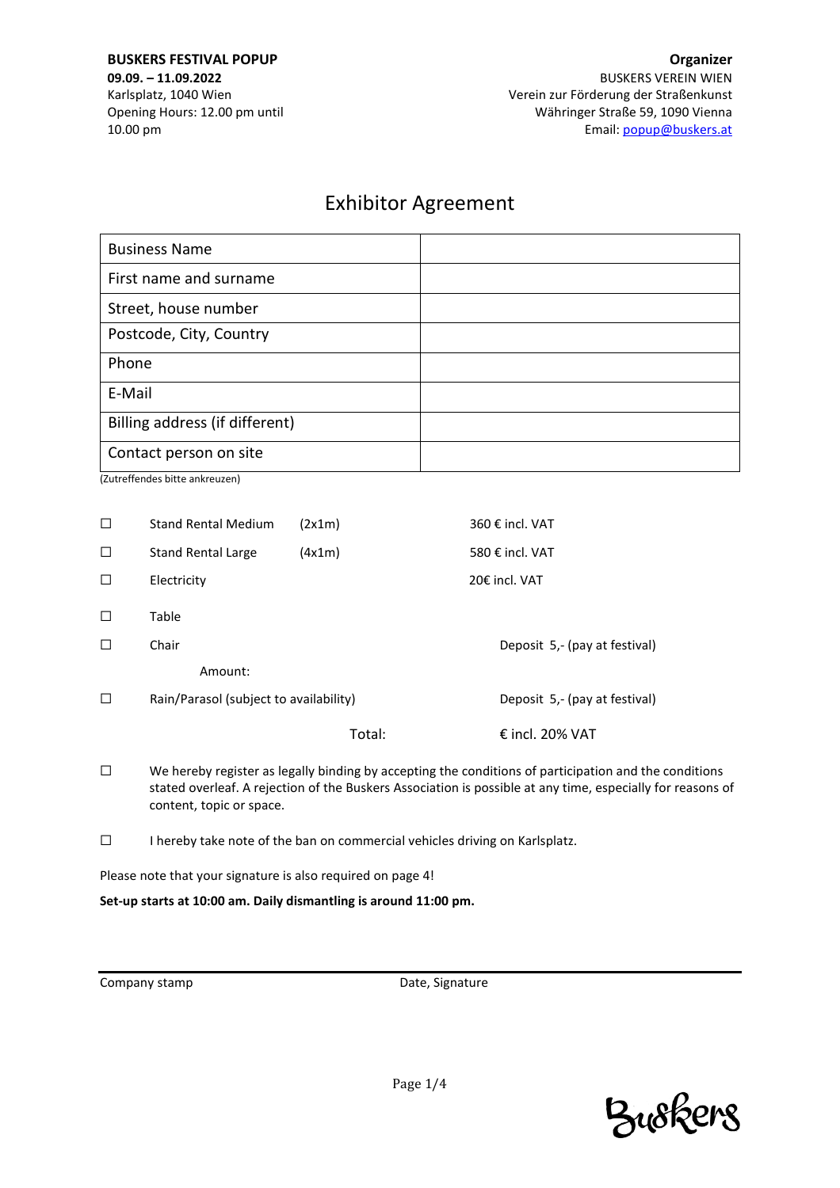**BUSKERS FESTIVAL POPUP**
**09.09. – 11.09.2022**
Karlsplatz, 1040 Wien
Opening Hours: 12.00 pm until 10.00 pm

**Organizer**
BUSKERS VEREIN WIEN
Verein zur Förderung der Straßenkunst
Währinger Straße 59, 1090 Vienna
Email: popup@buskers.at

# Exhibitor Agreement

| Business Name | |
|---|---|
| First name and surname | |
| Street, house number | |
| Postcode, City, Country | |
| Phone | |
| E-Mail | |
| Billing address (if different) | |
| Contact person on site | |

(Zutreffendes bitte ankreuzen)

| | | | |
|---|---|---|---|
| ☐ | Stand Rental Medium | (2x1m) | 360 € incl. VAT |
| ☐ | Stand Rental Large | (4x1m) | 580 € incl. VAT |
| ☐ | Electricity | | 20€ incl. VAT |
| ☐ | Table | | |
| ☐ | Chair | | Deposit 5,- (pay at festival) |
| | Amount: | | |
| ☐ | Rain/Parasol (subject to availability) | | Deposit 5,- (pay at festival) |
| | | Total: | € incl. 20% VAT |

☐ We hereby register as legally binding by accepting the conditions of participation and the conditions stated overleaf. A rejection of the Buskers Association is possible at any time, especially for reasons of content, topic or space.

☐ I hereby take note of the ban on commercial vehicles driving on Karlsplatz.

Please note that your signature is also required on page 4!

**Set-up starts at 10:00 am. Daily dismantling is around 11:00 pm.**

Company stamp

Date, Signature

Buskers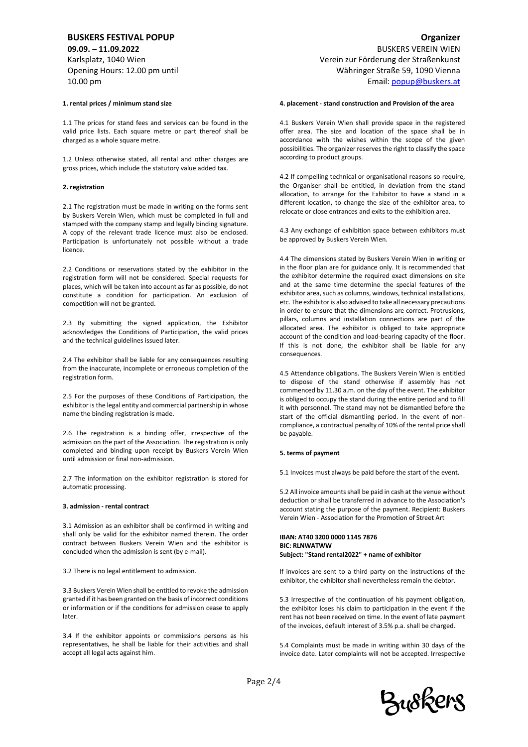**BUSKERS FESTIVAL POPUP**
**09.09. – 11.09.2022**
Karlsplatz, 1040 Wien
Opening Hours: 12.00 pm until 10.00 pm

**Organizer**
BUSKERS VEREIN WIEN
Verein zur Förderung der Straßenkunst
Währinger Straße 59, 1090 Vienna
Email: popup@buskers.at

#### 1. rental prices / minimum stand size

1.1 The prices for stand fees and services can be found in the valid price lists. Each square metre or part thereof shall be charged as a whole square metre.

1.2 Unless otherwise stated, all rental and other charges are gross prices, which include the statutory value added tax.

#### 2. registration

2.1 The registration must be made in writing on the forms sent by Buskers Verein Wien, which must be completed in full and stamped with the company stamp and legally binding signature. A copy of the relevant trade licence must also be enclosed. Participation is unfortunately not possible without a trade licence.

2.2 Conditions or reservations stated by the exhibitor in the registration form will not be considered. Special requests for places, which will be taken into account as far as possible, do not constitute a condition for participation. An exclusion of competition will not be granted.

2.3 By submitting the signed application, the Exhibitor acknowledges the Conditions of Participation, the valid prices and the technical guidelines issued later.

2.4 The exhibitor shall be liable for any consequences resulting from the inaccurate, incomplete or erroneous completion of the registration form.

2.5 For the purposes of these Conditions of Participation, the exhibitor is the legal entity and commercial partnership in whose name the binding registration is made.

2.6 The registration is a binding offer, irrespective of the admission on the part of the Association. The registration is only completed and binding upon receipt by Buskers Verein Wien until admission or final non-admission.

2.7 The information on the exhibitor registration is stored for automatic processing.

#### 3. admission - rental contract

3.1 Admission as an exhibitor shall be confirmed in writing and shall only be valid for the exhibitor named therein. The order contract between Buskers Verein Wien and the exhibitor is concluded when the admission is sent (by e-mail).

3.2 There is no legal entitlement to admission.

3.3 Buskers Verein Wien shall be entitled to revoke the admission granted if it has been granted on the basis of incorrect conditions or information or if the conditions for admission cease to apply later.

3.4 If the exhibitor appoints or commissions persons as his representatives, he shall be liable for their activities and shall accept all legal acts against him.

#### 4. placement - stand construction and Provision of the area

4.1 Buskers Verein Wien shall provide space in the registered offer area. The size and location of the space shall be in accordance with the wishes within the scope of the given possibilities. The organizer reserves the right to classify the space according to product groups.

4.2 If compelling technical or organisational reasons so require, the Organiser shall be entitled, in deviation from the stand allocation, to arrange for the Exhibitor to have a stand in a different location, to change the size of the exhibitor area, to relocate or close entrances and exits to the exhibition area.

4.3 Any exchange of exhibition space between exhibitors must be approved by Buskers Verein Wien.

4.4 The dimensions stated by Buskers Verein Wien in writing or in the floor plan are for guidance only. It is recommended that the exhibitor determine the required exact dimensions on site and at the same time determine the special features of the exhibitor area, such as columns, windows, technical installations, etc. The exhibitor is also advised to take all necessary precautions in order to ensure that the dimensions are correct. Protrusions, pillars, columns and installation connections are part of the allocated area. The exhibitor is obliged to take appropriate account of the condition and load-bearing capacity of the floor. If this is not done, the exhibitor shall be liable for any consequences.

4.5 Attendance obligations. The Buskers Verein Wien is entitled to dispose of the stand otherwise if assembly has not commenced by 11.30 a.m. on the day of the event. The exhibitor is obliged to occupy the stand during the entire period and to fill it with personnel. The stand may not be dismantled before the start of the official dismantling period. In the event of non-compliance, a contractual penalty of 10% of the rental price shall be payable.

#### 5. terms of payment

5.1 Invoices must always be paid before the start of the event.

5.2 All invoice amounts shall be paid in cash at the venue without deduction or shall be transferred in advance to the Association's account stating the purpose of the payment. Recipient: Buskers Verein Wien - Association for the Promotion of Street Art

**IBAN: AT40 3200 0000 1145 7876**
**BIC: RLNWATWW**
**Subject: "Stand rental2022" + name of exhibitor**

If invoices are sent to a third party on the instructions of the exhibitor, the exhibitor shall nevertheless remain the debtor.

5.3 Irrespective of the continuation of his payment obligation, the exhibitor loses his claim to participation in the event if the rent has not been received on time. In the event of late payment of the invoices, default interest of 3.5% p.a. shall be charged.

5.4 Complaints must be made in writing within 30 days of the invoice date. Later complaints will not be accepted. Irrespective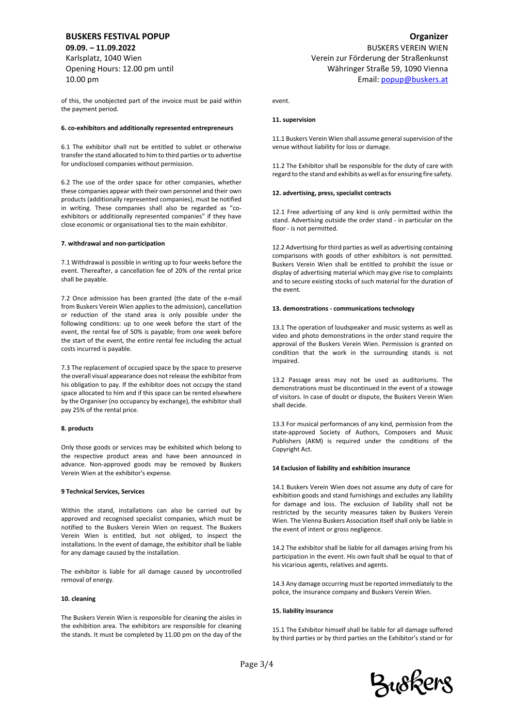of this, the unobjected part of the invoice must be paid within the payment period.

**6. co-exhibitors and additionally represented entrepreneurs**

6.1 The exhibitor shall not be entitled to sublet or otherwise transfer the stand allocated to him to third parties or to advertise for undisclosed companies without permission.

6.2 The use of the order space for other companies, whether these companies appear with their own personnel and their own products (additionally represented companies), must be notified in writing. These companies shall also be regarded as "co-exhibitors or additionally represented companies" if they have close economic or organisational ties to the main exhibitor.

**7. withdrawal and non-participation**

7.1 Withdrawal is possible in writing up to four weeks before the event. Thereafter, a cancellation fee of 20% of the rental price shall be payable.

7.2 Once admission has been granted (the date of the e-mail from Buskers Verein Wien applies to the admission), cancellation or reduction of the stand area is only possible under the following conditions: up to one week before the start of the event, the rental fee of 50% is payable; from one week before the start of the event, the entire rental fee including the actual costs incurred is payable.

7.3 The replacement of occupied space by the space to preserve the overall visual appearance does not release the exhibitor from his obligation to pay. If the exhibitor does not occupy the stand space allocated to him and if this space can be rented elsewhere by the Organiser (no occupancy by exchange), the exhibitor shall pay 25% of the rental price.

**8. products**

Only those goods or services may be exhibited which belong to the respective product areas and have been announced in advance. Non-approved goods may be removed by Buskers Verein Wien at the exhibitor's expense.

**9 Technical Services, Services**

Within the stand, installations can also be carried out by approved and recognised specialist companies, which must be notified to the Buskers Verein Wien on request. The Buskers Verein Wien is entitled, but not obliged, to inspect the installations. In the event of damage, the exhibitor shall be liable for any damage caused by the installation.

The exhibitor is liable for all damage caused by uncontrolled removal of energy.

**10. cleaning**

The Buskers Verein Wien is responsible for cleaning the aisles in the exhibition area. The exhibitors are responsible for cleaning the stands. It must be completed by 11.00 pm on the day of the event.

**11. supervision**

11.1 Buskers Verein Wien shall assume general supervision of the venue without liability for loss or damage.

11.2 The Exhibitor shall be responsible for the duty of care with regard to the stand and exhibits as well as for ensuring fire safety.

**12. advertising, press, specialist contracts**

12.1 Free advertising of any kind is only permitted within the stand. Advertising outside the order stand - in particular on the floor - is not permitted.

12.2 Advertising for third parties as well as advertising containing comparisons with goods of other exhibitors is not permitted. Buskers Verein Wien shall be entitled to prohibit the issue or display of advertising material which may give rise to complaints and to secure existing stocks of such material for the duration of the event.

**13. demonstrations - communications technology**

13.1 The operation of loudspeaker and music systems as well as video and photo demonstrations in the order stand require the approval of the Buskers Verein Wien. Permission is granted on condition that the work in the surrounding stands is not impaired.

13.2 Passage areas may not be used as auditoriums. The demonstrations must be discontinued in the event of a stowage of visitors. In case of doubt or dispute, the Buskers Verein Wien shall decide.

13.3 For musical performances of any kind, permission from the state-approved Society of Authors, Composers and Music Publishers (AKM) is required under the conditions of the Copyright Act.

**14 Exclusion of liability and exhibition insurance**

14.1 Buskers Verein Wien does not assume any duty of care for exhibition goods and stand furnishings and excludes any liability for damage and loss. The exclusion of liability shall not be restricted by the security measures taken by Buskers Verein Wien. The Vienna Buskers Association itself shall only be liable in the event of intent or gross negligence.

14.2 The exhibitor shall be liable for all damages arising from his participation in the event. His own fault shall be equal to that of his vicarious agents, relatives and agents.

14.3 Any damage occurring must be reported immediately to the police, the insurance company and Buskers Verein Wien.

**15. liability insurance**

15.1 The Exhibitor himself shall be liable for all damage suffered by third parties or by third parties on the Exhibitor's stand or for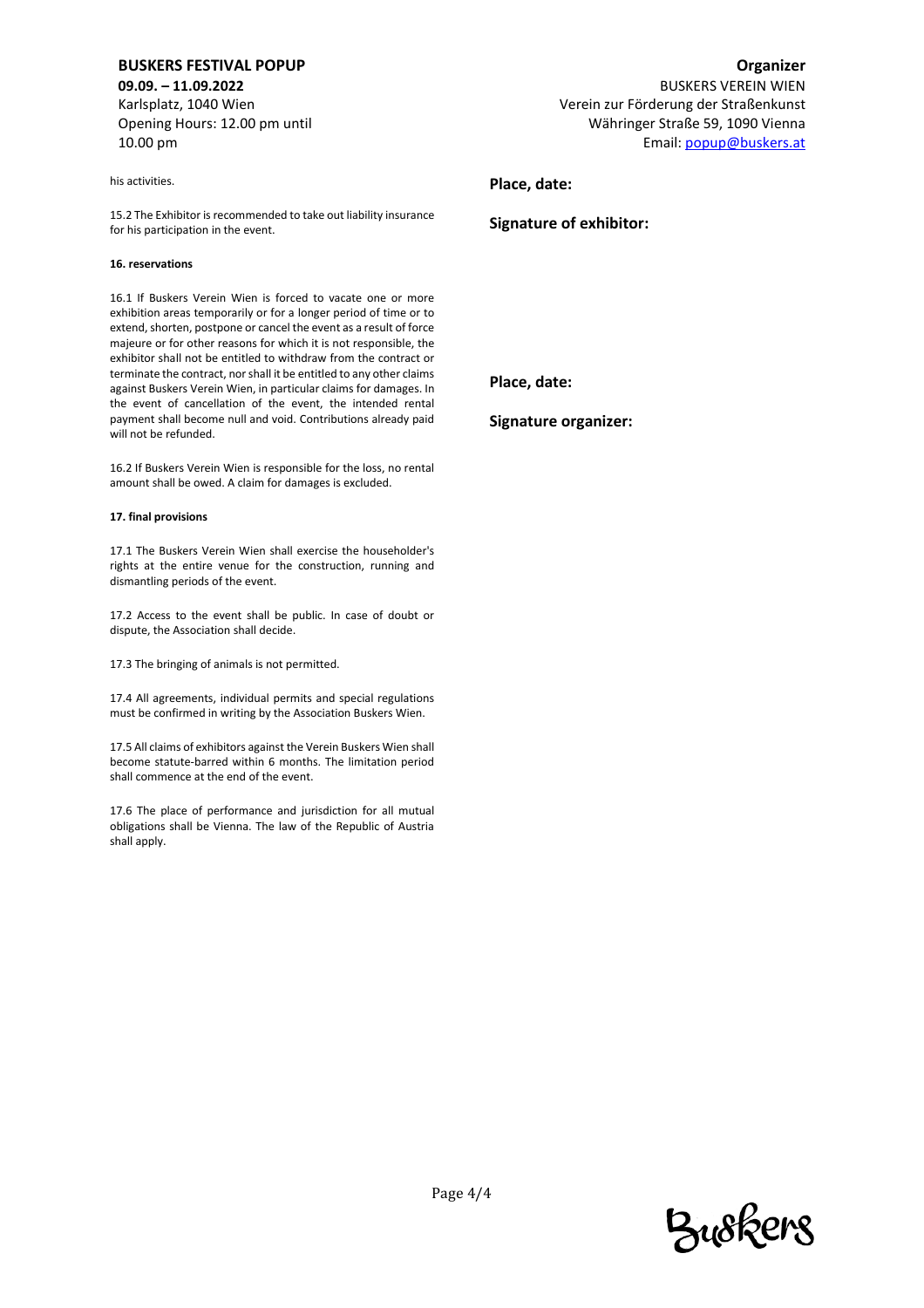his activities.

15.2 The Exhibitor is recommended to take out liability insurance for his participation in the event.

#### 16. reservations

16.1 If Buskers Verein Wien is forced to vacate one or more exhibition areas temporarily or for a longer period of time or to extend, shorten, postpone or cancel the event as a result of force majeure or for other reasons for which it is not responsible, the exhibitor shall not be entitled to withdraw from the contract or terminate the contract, nor shall it be entitled to any other claims against Buskers Verein Wien, in particular claims for damages. In the event of cancellation of the event, the intended rental payment shall become null and void. Contributions already paid will not be refunded.

16.2 If Buskers Verein Wien is responsible for the loss, no rental amount shall be owed. A claim for damages is excluded.

#### 17. final provisions

17.1 The Buskers Verein Wien shall exercise the householder's rights at the entire venue for the construction, running and dismantling periods of the event.

17.2 Access to the event shall be public. In case of doubt or dispute, the Association shall decide.

17.3 The bringing of animals is not permitted.

17.4 All agreements, individual permits and special regulations must be confirmed in writing by the Association Buskers Wien.

17.5 All claims of exhibitors against the Verein Buskers Wien shall become statute-barred within 6 months. The limitation period shall commence at the end of the event.

17.6 The place of performance and jurisdiction for all mutual obligations shall be Vienna. The law of the Republic of Austria shall apply.

**Place, date:**

**Signature of exhibitor:**

**Place, date:**

**Signature organizer:**